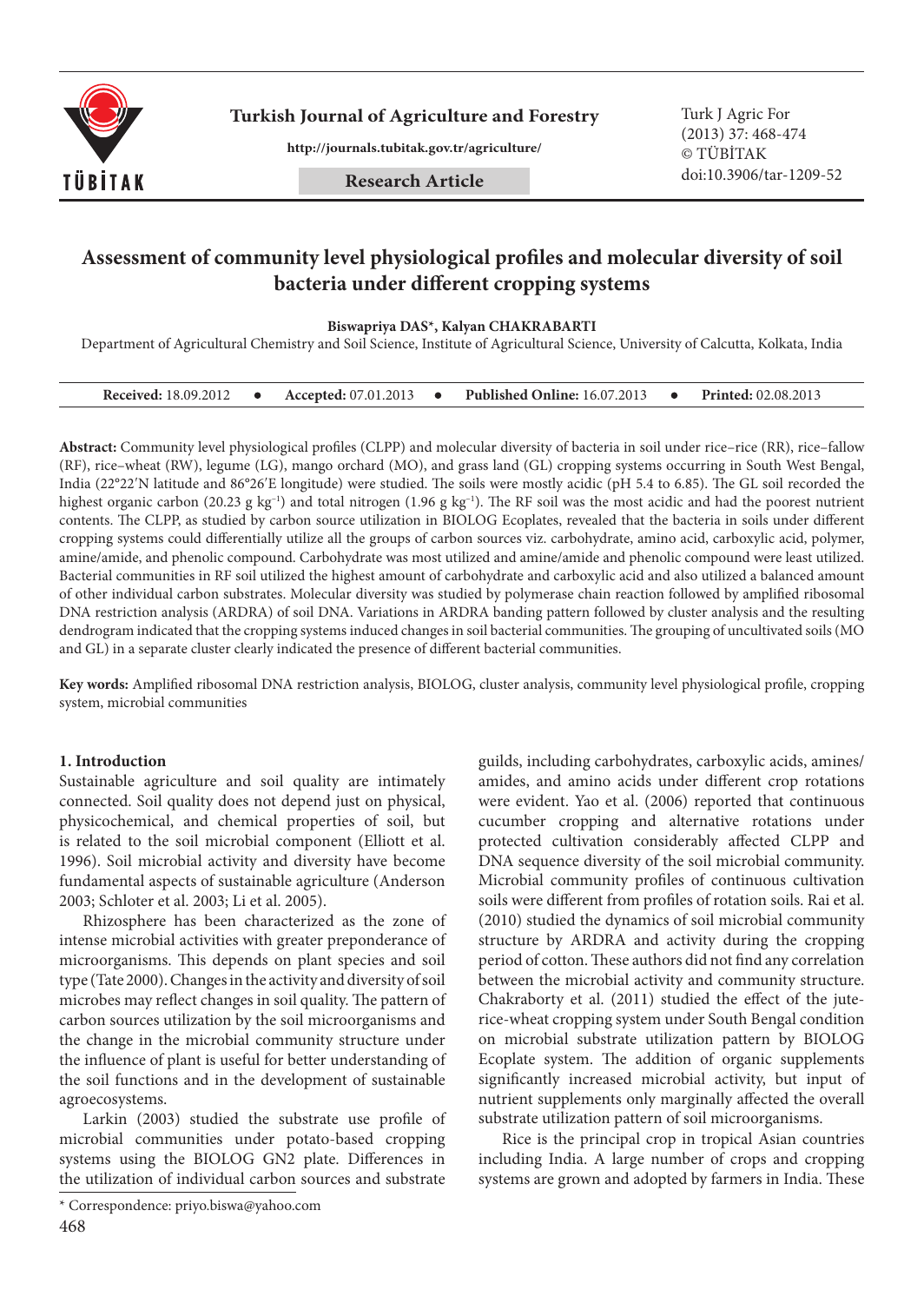# Assessment of community level physiological profiles and molecular diversity of soil bacteria under different cropping systems

**Biswapriya DAS*, Kalyan CHAKRABARTI**

Department of Agricultural Chemistry and Soil Science, Institute of Agricultural Science, University of Calcutta, Kolkata, India

**Received:** 18.09.2012 • **Accepted:** 07.01.2013 • **Published Online:** 16.07.2013 • **Printed:** 02.08.2013

**Abstract:** Community level physiological profiles (CLPP) and molecular diversity of bacteria in soil under rice–rice (RR), rice–fallow (RF), rice–wheat (RW), legume (LG), mango orchard (MO), and grass land (GL) cropping systems occurring in South West Bengal, India (22°22′N latitude and 86°26′E longitude) were studied. The soils were mostly acidic (pH 5.4 to 6.85). The GL soil recorded the highest organic carbon (20.23 g $kg^{-1}$) and total nitrogen (1.96 g $kg^{-1}$). The RF soil was the most acidic and had the poorest nutrient contents. The CLPP, as studied by carbon source utilization in BIOLOG Ecoplates, revealed that the bacteria in soils under different cropping systems could differentially utilize all the groups of carbon sources viz. carbohydrate, amino acid, carboxylic acid, polymer, amine/amide, and phenolic compound. Carbohydrate was most utilized and amine/amide and phenolic compound were least utilized. Bacterial communities in RF soil utilized the highest amount of carbohydrate and carboxylic acid and also utilized a balanced amount of other individual carbon substrates. Molecular diversity was studied by polymerase chain reaction followed by amplified ribosomal DNA restriction analysis (ARDRA) of soil DNA. Variations in ARDRA banding pattern followed by cluster analysis and the resulting dendrogram indicated that the cropping systems induced changes in soil bacterial communities. The grouping of uncultivated soils (MO and GL) in a separate cluster clearly indicated the presence of different bacterial communities.

**Key words:** Amplified ribosomal DNA restriction analysis, BIOLOG, cluster analysis, community level physiological profile, cropping system, microbial communities

## 1. Introduction

Sustainable agriculture and soil quality are intimately connected. Soil quality does not depend just on physical, physicochemical, and chemical properties of soil, but is related to the soil microbial component (Elliott et al. 1996). Soil microbial activity and diversity have become fundamental aspects of sustainable agriculture (Anderson 2003; Schloter et al. 2003; Li et al. 2005).

Rhizosphere has been characterized as the zone of intense microbial activities with greater preponderance of microorganisms. This depends on plant species and soil type (Tate 2000). Changes in the activity and diversity of soil microbes may reflect changes in soil quality. The pattern of carbon sources utilization by the soil microorganisms and the change in the microbial community structure under the influence of plant is useful for better understanding of the soil functions and in the development of sustainable agroecosystems.

Larkin (2003) studied the substrate use profile of microbial communities under potato-based cropping systems using the BIOLOG GN2 plate. Differences in the utilization of individual carbon sources and substrate guilds, including carbohydrates, carboxylic acids, amines/amides, and amino acids under different crop rotations were evident. Yao et al. (2006) reported that continuous cucumber cropping and alternative rotations under protected cultivation considerably affected CLPP and DNA sequence diversity of the soil microbial community. Microbial community profiles of continuous cultivation soils were different from profiles of rotation soils. Rai et al. (2010) studied the dynamics of soil microbial community structure by ARDRA and activity during the cropping period of cotton. These authors did not find any correlation between the microbial activity and community structure. Chakraborty et al. (2011) studied the effect of the jute-rice-wheat cropping system under South Bengal condition on microbial substrate utilization pattern by BIOLOG Ecoplate system. The addition of organic supplements significantly increased microbial activity, but input of nutrient supplements only marginally affected the overall substrate utilization pattern of soil microorganisms.

Rice is the principal crop in tropical Asian countries including India. A large number of crops and cropping systems are grown and adopted by farmers in India. These

* Correspondence: priyo.biswa@yahoo.com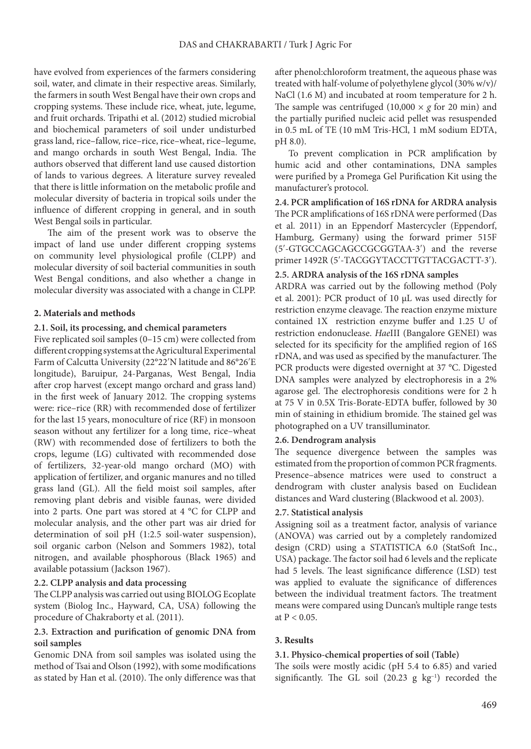have evolved from experiences of the farmers considering soil, water, and climate in their respective areas. Similarly, the farmers in south West Bengal have their own crops and cropping systems. These include rice, wheat, jute, legume, and fruit orchards. Tripathi et al. (2012) studied microbial and biochemical parameters of soil under undisturbed grass land, rice–fallow, rice–rice, rice–wheat, rice–legume, and mango orchards in south West Bengal, India. The authors observed that different land use caused distortion of lands to various degrees. A literature survey revealed that there is little information on the metabolic profile and molecular diversity of bacteria in tropical soils under the influence of different cropping in general, and in south West Bengal soils in particular.

The aim of the present work was to observe the impact of land use under different cropping systems on community level physiological profile (CLPP) and molecular diversity of soil bacterial communities in south West Bengal conditions, and also whether a change in molecular diversity was associated with a change in CLPP.

## 2. Materials and methods

### 2.1. Soil, its processing, and chemical parameters

Five replicated soil samples (0–15 cm) were collected from different cropping systems at the Agricultural Experimental Farm of Calcutta University (22°22′N latitude and 86°26′E longitude), Baruipur, 24-Parganas, West Bengal, India after crop harvest (except mango orchard and grass land) in the first week of January 2012. The cropping systems were: rice–rice (RR) with recommended dose of fertilizer for the last 15 years, monoculture of rice (RF) in monsoon season without any fertilizer for a long time, rice–wheat (RW) with recommended dose of fertilizers to both the crops, legume (LG) cultivated with recommended dose of fertilizers, 32-year-old mango orchard (MO) with application of fertilizer, and organic manures and no tilled grass land (GL). All the field moist soil samples, after removing plant debris and visible faunas, were divided into 2 parts. One part was stored at 4 °C for CLPP and molecular analysis, and the other part was air dried for determination of soil pH (1:2.5 soil-water suspension), soil organic carbon (Nelson and Sommers 1982), total nitrogen, and available phosphorous (Black 1965) and available potassium (Jackson 1967).

### 2.2. CLPP analysis and data processing

The CLPP analysis was carried out using BIOLOG Ecoplate system (Biolog Inc., Hayward, CA, USA) following the procedure of Chakraborty et al. (2011).

### 2.3. Extraction and purification of genomic DNA from soil samples

Genomic DNA from soil samples was isolated using the method of Tsai and Olson (1992), with some modifications as stated by Han et al. (2010). The only difference was that after phenol:chloroform treatment, the aqueous phase was treated with half-volume of polyethylene glycol (30% w/v)/NaCl (1.6 M) and incubated at room temperature for 2 h. The sample was centrifuged (10,000 × *g* for 20 min) and the partially purified nucleic acid pellet was resuspended in 0.5 mL of TE (10 mM Tris-HCl, 1 mM sodium EDTA, pH 8.0).

To prevent complication in PCR amplification by humic acid and other contaminations, DNA samples were purified by a Promega Gel Purification Kit using the manufacturer's protocol.

### 2.4. PCR amplification of 16S rDNA for ARDRA analysis

The PCR amplifications of 16S rDNA were performed (Das et al. 2011) in an Eppendorf Mastercycler (Eppendorf, Hamburg, Germany) using the forward primer 515F (5′-GTGCCAGCAGCCGCGGTAA-3′) and the reverse primer 1492R (5′-TACGGYTACCTTGTTACGACTT-3′).

### 2.5. ARDRA analysis of the 16S rDNA samples

ARDRA was carried out by the following method (Poly et al. 2001): PCR product of 10 µL was used directly for restriction enzyme cleavage. The reaction enzyme mixture contained 1X restriction enzyme buffer and 1.25 U of restriction endonuclease. *Hae*III (Bangalore GENEI) was selected for its specificity for the amplified region of 16S rDNA, and was used as specified by the manufacturer. The PCR products were digested overnight at 37 °C. Digested DNA samples were analyzed by electrophoresis in a 2% agarose gel. The electrophoresis conditions were for 2 h at 75 V in 0.5X Tris-Borate-EDTA buffer, followed by 30 min of staining in ethidium bromide. The stained gel was photographed on a UV transilluminator.

### 2.6. Dendrogram analysis

The sequence divergence between the samples was estimated from the proportion of common PCR fragments. Presence–absence matrices were used to construct a dendrogram with cluster analysis based on Euclidean distances and Ward clustering (Blackwood et al. 2003).

### 2.7. Statistical analysis

Assigning soil as a treatment factor, analysis of variance (ANOVA) was carried out by a completely randomized design (CRD) using a STATISTICA 6.0 (StatSoft Inc., USA) package. The factor soil had 6 levels and the replicate had 5 levels. The least significance difference (LSD) test was applied to evaluate the significance of differences between the individual treatment factors. The treatment means were compared using Duncan's multiple range tests at $P < 0.05$.

## 3. Results

### 3.1. Physico-chemical properties of soil (Table)

The soils were mostly acidic (pH 5.4 to 6.85) and varied significantly. The GL soil (20.23 g kg$^{-1}$) recorded the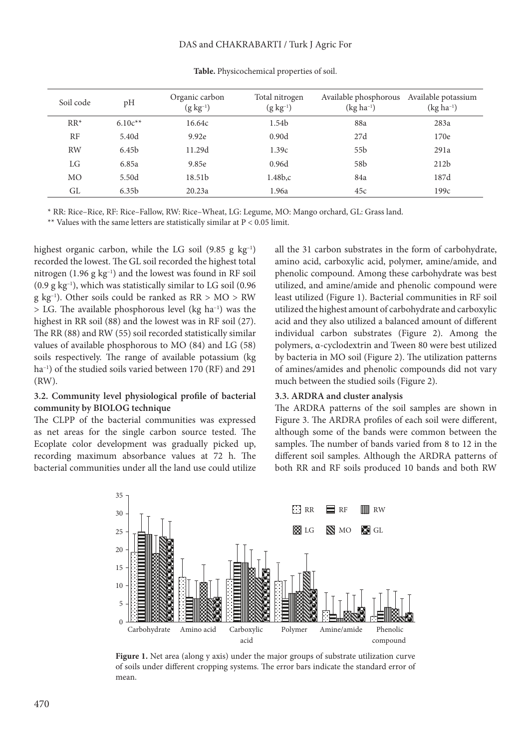**Table.** Physicochemical properties of soil.

| Soil code | pH | Organic carbon (g kg$^{-1}$) | Total nitrogen (g kg$^{-1}$) | Available phosphorous (kg ha$^{-1}$) | Available potassium (kg ha$^{-1}$) |
|---|---|---|---|---|---|
| RR* | 6.10c** | 16.64c | 1.54b | 88a | 283a |
| RF | 5.40d | 9.92e | 0.90d | 27d | 170e |
| RW | 6.45b | 11.29d | 1.39c | 55b | 291a |
| LG | 6.85a | 9.85e | 0.96d | 58b | 212b |
| MO | 5.50d | 18.51b | 1.48b,c | 84a | 187d |
| GL | 6.35b | 20.23a | 1.96a | 45c | 199c |

\* RR: Rice–Rice, RF: Rice–Fallow, RW: Rice–Wheat, LG: Legume, MO: Mango orchard, GL: Grass land.

\*\* Values with the same letters are statistically similar at $P < 0.05$ limit.

highest organic carbon, while the LG soil (9.85 g kg$^{-1}$) recorded the lowest. The GL soil recorded the highest total nitrogen (1.96 g kg$^{-1}$) and the lowest was found in RF soil (0.9 g kg$^{-1}$), which was statistically similar to LG soil (0.96 g kg$^{-1}$). Other soils could be ranked as RR > MO > RW > LG. The available phosphorous level (kg ha$^{-1}$) was the highest in RR soil (88) and the lowest was in RF soil (27). The RR (88) and RW (55) soil recorded statistically similar values of available phosphorous to MO (84) and LG (58) soils respectively. The range of available potassium (kg ha$^{-1}$) of the studied soils varied between 170 (RF) and 291 (RW).

### 3.2. Community level physiological profile of bacterial community by BIOLOG technique

The CLPP of the bacterial communities was expressed as net areas for the single carbon source tested. The Ecoplate color development was gradually picked up, recording maximum absorbance values at 72 h. The bacterial communities under all the land use could utilize all the 31 carbon substrates in the form of carbohydrate, amino acid, carboxylic acid, polymer, amine/amide, and phenolic compound. Among these carbohydrate was best utilized, and amine/amide and phenolic compound were least utilized (Figure 1). Bacterial communities in RF soil utilized the highest amount of carbohydrate and carboxylic acid and they also utilized a balanced amount of different individual carbon substrates (Figure 2). Among the polymers, α-cyclodextrin and Tween 80 were best utilized by bacteria in MO soil (Figure 2). The utilization patterns of amines/amides and phenolic compounds did not vary much between the studied soils (Figure 2).

### 3.3. ARDRA and cluster analysis

The ARDRA patterns of the soil samples are shown in Figure 3. The ARDRA profiles of each soil were different, although some of the bands were common between the samples. The number of bands varied from 8 to 12 in the different soil samples. Although the ARDRA patterns of both RR and RF soils produced 10 bands and both RW

**Figure 1.** Net area (along y axis) under the major groups of substrate utilization curve of soils under different cropping systems. The error bars indicate the standard error of mean.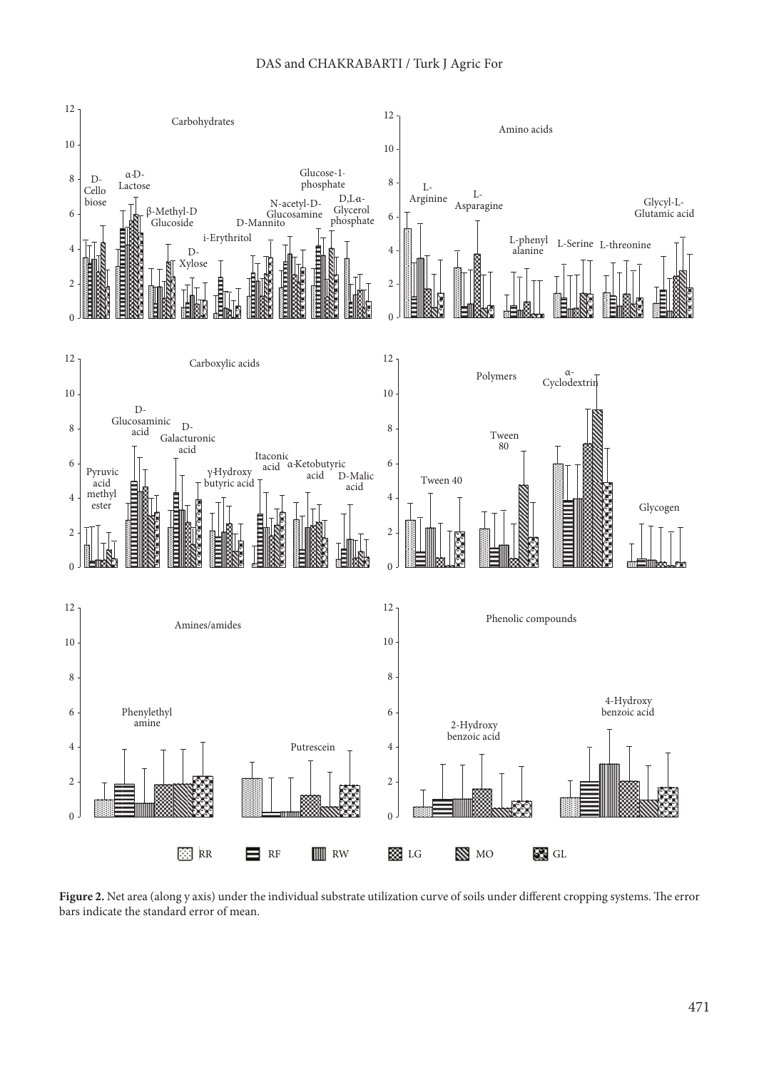**Figure 2.** Net area (along y axis) under the individual substrate utilization curve of soils under different cropping systems. The error bars indicate the standard error of mean.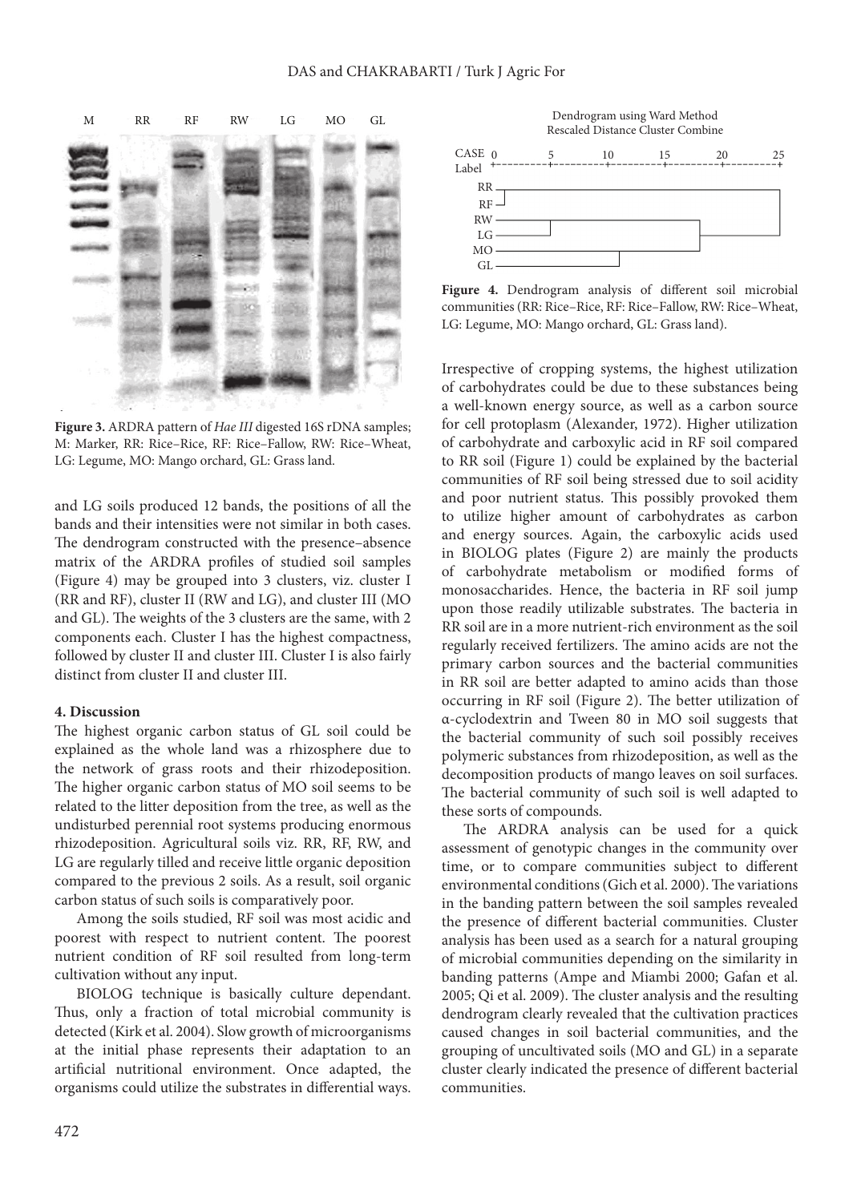**Figure 3.** ARDRA pattern of *Hae III* digested 16S rDNA samples; M: Marker, RR: Rice–Rice, RF: Rice–Fallow, RW: Rice–Wheat, LG: Legume, MO: Mango orchard, GL: Grass land.

and LG soils produced 12 bands, the positions of all the bands and their intensities were not similar in both cases. The dendrogram constructed with the presence–absence matrix of the ARDRA profiles of studied soil samples (Figure 4) may be grouped into 3 clusters, viz. cluster I (RR and RF), cluster II (RW and LG), and cluster III (MO and GL). The weights of the 3 clusters are the same, with 2 components each. Cluster I has the highest compactness, followed by cluster II and cluster III. Cluster I is also fairly distinct from cluster II and cluster III.

## 4. Discussion

The highest organic carbon status of GL soil could be explained as the whole land was a rhizosphere due to the network of grass roots and their rhizodeposition. The higher organic carbon status of MO soil seems to be related to the litter deposition from the tree, as well as the undisturbed perennial root systems producing enormous rhizodeposition. Agricultural soils viz. RR, RF, RW, and LG are regularly tilled and receive little organic deposition compared to the previous 2 soils. As a result, soil organic carbon status of such soils is comparatively poor.

Among the soils studied, RF soil was most acidic and poorest with respect to nutrient content. The poorest nutrient condition of RF soil resulted from long-term cultivation without any input.

BIOLOG technique is basically culture dependant. Thus, only a fraction of total microbial community is detected (Kirk et al. 2004). Slow growth of microorganisms at the initial phase represents their adaptation to an artificial nutritional environment. Once adapted, the organisms could utilize the substrates in differential ways.

Dendrogram using Ward Method
Rescaled Distance Cluster Combine

**Figure 4.** Dendrogram analysis of different soil microbial communities (RR: Rice–Rice, RF: Rice–Fallow, RW: Rice–Wheat, LG: Legume, MO: Mango orchard, GL: Grass land).

Irrespective of cropping systems, the highest utilization of carbohydrates could be due to these substances being a well-known energy source, as well as a carbon source for cell protoplasm (Alexander, 1972). Higher utilization of carbohydrate and carboxylic acid in RF soil compared to RR soil (Figure 1) could be explained by the bacterial communities of RF soil being stressed due to soil acidity and poor nutrient status. This possibly provoked them to utilize higher amount of carbohydrates as carbon and energy sources. Again, the carboxylic acids used in BIOLOG plates (Figure 2) are mainly the products of carbohydrate metabolism or modified forms of monosaccharides. Hence, the bacteria in RF soil jump upon those readily utilizable substrates. The bacteria in RR soil are in a more nutrient-rich environment as the soil regularly received fertilizers. The amino acids are not the primary carbon sources and the bacterial communities in RR soil are better adapted to amino acids than those occurring in RF soil (Figure 2). The better utilization of α-cyclodextrin and Tween 80 in MO soil suggests that the bacterial community of such soil possibly receives polymeric substances from rhizodeposition, as well as the decomposition products of mango leaves on soil surfaces. The bacterial community of such soil is well adapted to these sorts of compounds.

The ARDRA analysis can be used for a quick assessment of genotypic changes in the community over time, or to compare communities subject to different environmental conditions (Gich et al. 2000). The variations in the banding pattern between the soil samples revealed the presence of different bacterial communities. Cluster analysis has been used as a search for a natural grouping of microbial communities depending on the similarity in banding patterns (Ampe and Miambi 2000; Gafan et al. 2005; Qi et al. 2009). The cluster analysis and the resulting dendrogram clearly revealed that the cultivation practices caused changes in soil bacterial communities, and the grouping of uncultivated soils (MO and GL) in a separate cluster clearly indicated the presence of different bacterial communities.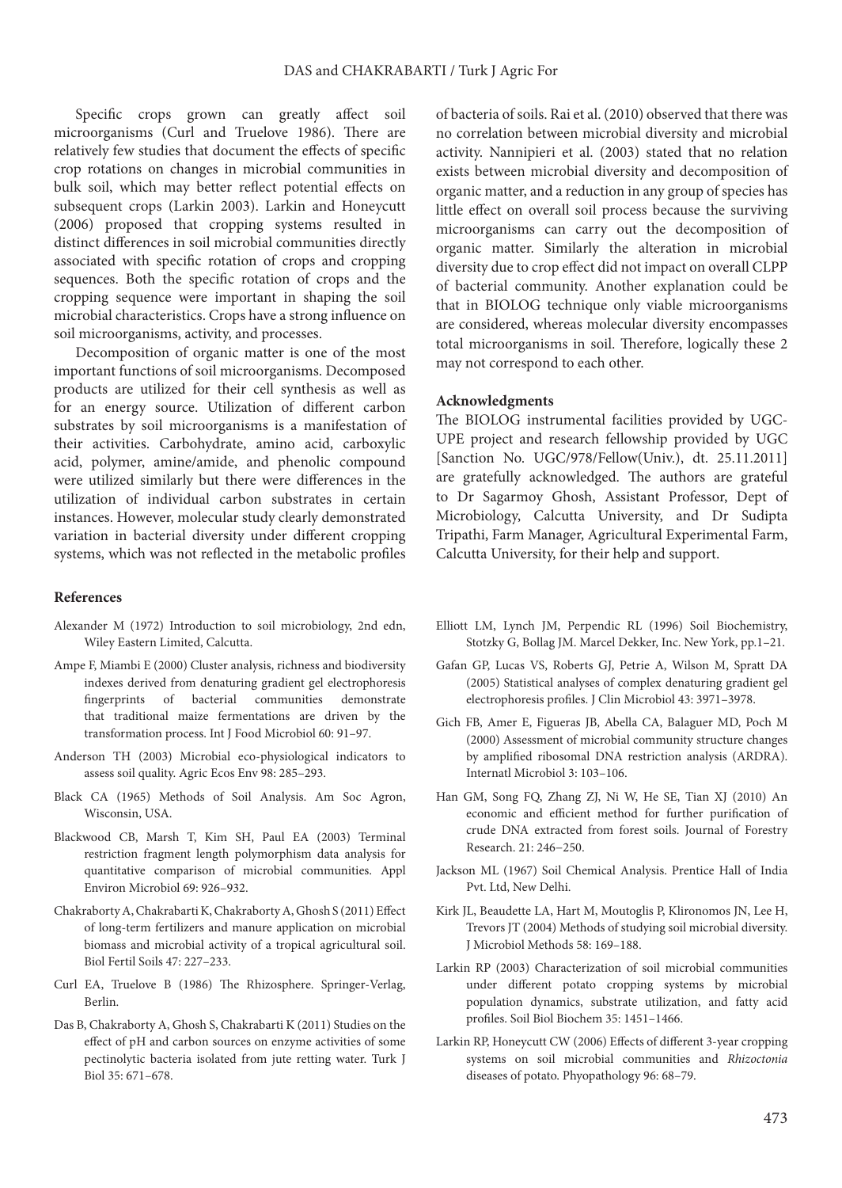Specific crops grown can greatly affect soil microorganisms (Curl and Truelove 1986). There are relatively few studies that document the effects of specific crop rotations on changes in microbial communities in bulk soil, which may better reflect potential effects on subsequent crops (Larkin 2003). Larkin and Honeycutt (2006) proposed that cropping systems resulted in distinct differences in soil microbial communities directly associated with specific rotation of crops and cropping sequences. Both the specific rotation of crops and the cropping sequence were important in shaping the soil microbial characteristics. Crops have a strong influence on soil microorganisms, activity, and processes.

Decomposition of organic matter is one of the most important functions of soil microorganisms. Decomposed products are utilized for their cell synthesis as well as for an energy source. Utilization of different carbon substrates by soil microorganisms is a manifestation of their activities. Carbohydrate, amino acid, carboxylic acid, polymer, amine/amide, and phenolic compound were utilized similarly but there were differences in the utilization of individual carbon substrates in certain instances. However, molecular study clearly demonstrated variation in bacterial diversity under different cropping systems, which was not reflected in the metabolic profiles of bacteria of soils. Rai et al. (2010) observed that there was no correlation between microbial diversity and microbial activity. Nannipieri et al. (2003) stated that no relation exists between microbial diversity and decomposition of organic matter, and a reduction in any group of species has little effect on overall soil process because the surviving microorganisms can carry out the decomposition of organic matter. Similarly the alteration in microbial diversity due to crop effect did not impact on overall CLPP of bacterial community. Another explanation could be that in BIOLOG technique only viable microorganisms are considered, whereas molecular diversity encompasses total microorganisms in soil. Therefore, logically these 2 may not correspond to each other.

## Acknowledgments

The BIOLOG instrumental facilities provided by UGC-UPE project and research fellowship provided by UGC [Sanction No. UGC/978/Fellow(Univ.), dt. 25.11.2011] are gratefully acknowledged. The authors are grateful to Dr Sagarmoy Ghosh, Assistant Professor, Dept of Microbiology, Calcutta University, and Dr Sudipta Tripathi, Farm Manager, Agricultural Experimental Farm, Calcutta University, for their help and support.

## References

Alexander M (1972) Introduction to soil microbiology, 2nd edn, Wiley Eastern Limited, Calcutta.

Ampe F, Miambi E (2000) Cluster analysis, richness and biodiversity indexes derived from denaturing gradient gel electrophoresis fingerprints of bacterial communities demonstrate that traditional maize fermentations are driven by the transformation process. Int J Food Microbiol 60: 91–97.

Anderson TH (2003) Microbial eco-physiological indicators to assess soil quality. Agric Ecos Env 98: 285–293.

Black CA (1965) Methods of Soil Analysis. Am Soc Agron, Wisconsin, USA.

Blackwood CB, Marsh T, Kim SH, Paul EA (2003) Terminal restriction fragment length polymorphism data analysis for quantitative comparison of microbial communities. Appl Environ Microbiol 69: 926–932.

Chakraborty A, Chakrabarti K, Chakraborty A, Ghosh S (2011) Effect of long-term fertilizers and manure application on microbial biomass and microbial activity of a tropical agricultural soil. Biol Fertil Soils 47: 227–233.

Curl EA, Truelove B (1986) The Rhizosphere. Springer-Verlag, Berlin.

Das B, Chakraborty A, Ghosh S, Chakrabarti K (2011) Studies on the effect of pH and carbon sources on enzyme activities of some pectinolytic bacteria isolated from jute retting water. Turk J Biol 35: 671–678.

Elliott LM, Lynch JM, Perpendic RL (1996) Soil Biochemistry, Stotzky G, Bollag JM. Marcel Dekker, Inc. New York, pp.1–21.

Gafan GP, Lucas VS, Roberts GJ, Petrie A, Wilson M, Spratt DA (2005) Statistical analyses of complex denaturing gradient gel electrophoresis profiles. J Clin Microbiol 43: 3971–3978.

Gich FB, Amer E, Figueras JB, Abella CA, Balaguer MD, Poch M (2000) Assessment of microbial community structure changes by amplified ribosomal DNA restriction analysis (ARDRA). Internatl Microbiol 3: 103–106.

Han GM, Song FQ, Zhang ZJ, Ni W, He SE, Tian XJ (2010) An economic and efficient method for further purification of crude DNA extracted from forest soils. Journal of Forestry Research. 21: 246–250.

Jackson ML (1967) Soil Chemical Analysis. Prentice Hall of India Pvt. Ltd, New Delhi.

Kirk JL, Beaudette LA, Hart M, Moutoglis P, Klironomos JN, Lee H, Trevors JT (2004) Methods of studying soil microbial diversity. J Microbiol Methods 58: 169–188.

Larkin RP (2003) Characterization of soil microbial communities under different potato cropping systems by microbial population dynamics, substrate utilization, and fatty acid profiles. Soil Biol Biochem 35: 1451–1466.

Larkin RP, Honeycutt CW (2006) Effects of different 3-year cropping systems on soil microbial communities and *Rhizoctonia* diseases of potato. Phyopathology 96: 68–79.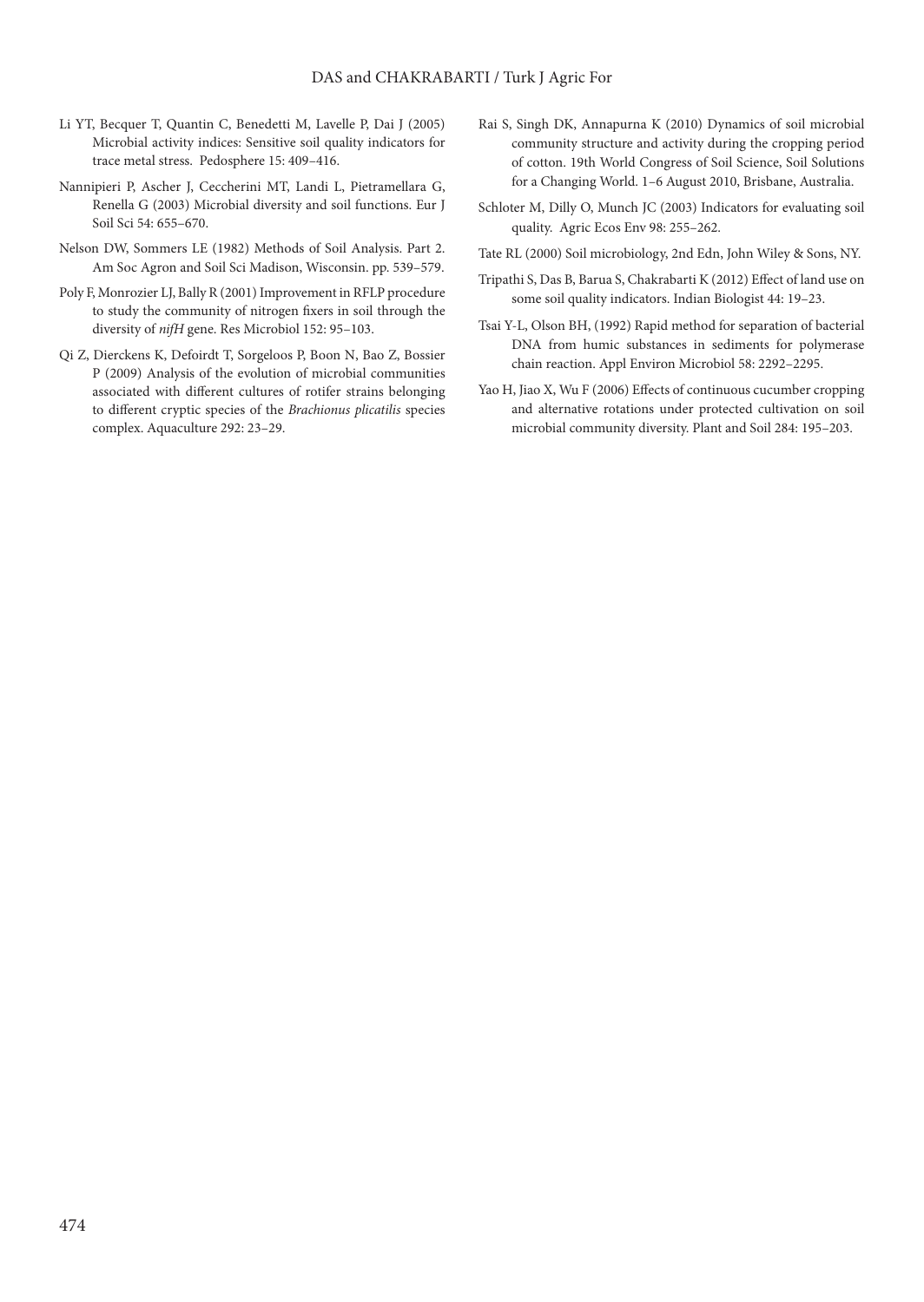Li YT, Becquer T, Quantin C, Benedetti M, Lavelle P, Dai J (2005) Microbial activity indices: Sensitive soil quality indicators for trace metal stress. Pedosphere 15: 409–416.

Nannipieri P, Ascher J, Ceccherini MT, Landi L, Pietramellara G, Renella G (2003) Microbial diversity and soil functions. Eur J Soil Sci 54: 655–670.

Nelson DW, Sommers LE (1982) Methods of Soil Analysis. Part 2. Am Soc Agron and Soil Sci Madison, Wisconsin. pp. 539–579.

Poly F, Monrozier LJ, Bally R (2001) Improvement in RFLP procedure to study the community of nitrogen fixers in soil through the diversity of *nifH* gene. Res Microbiol 152: 95–103.

Qi Z, Dierckens K, Defoirdt T, Sorgeloos P, Boon N, Bao Z, Bossier P (2009) Analysis of the evolution of microbial communities associated with different cultures of rotifer strains belonging to different cryptic species of the *Brachionus plicatilis* species complex. Aquaculture 292: 23–29.

Rai S, Singh DK, Annapurna K (2010) Dynamics of soil microbial community structure and activity during the cropping period of cotton. 19th World Congress of Soil Science, Soil Solutions for a Changing World. 1–6 August 2010, Brisbane, Australia.

Schloter M, Dilly O, Munch JC (2003) Indicators for evaluating soil quality. Agric Ecos Env 98: 255–262.

Tate RL (2000) Soil microbiology, 2nd Edn, John Wiley & Sons, NY.

Tripathi S, Das B, Barua S, Chakrabarti K (2012) Effect of land use on some soil quality indicators. Indian Biologist 44: 19–23.

Tsai Y-L, Olson BH, (1992) Rapid method for separation of bacterial DNA from humic substances in sediments for polymerase chain reaction. Appl Environ Microbiol 58: 2292–2295.

Yao H, Jiao X, Wu F (2006) Effects of continuous cucumber cropping and alternative rotations under protected cultivation on soil microbial community diversity. Plant and Soil 284: 195–203.